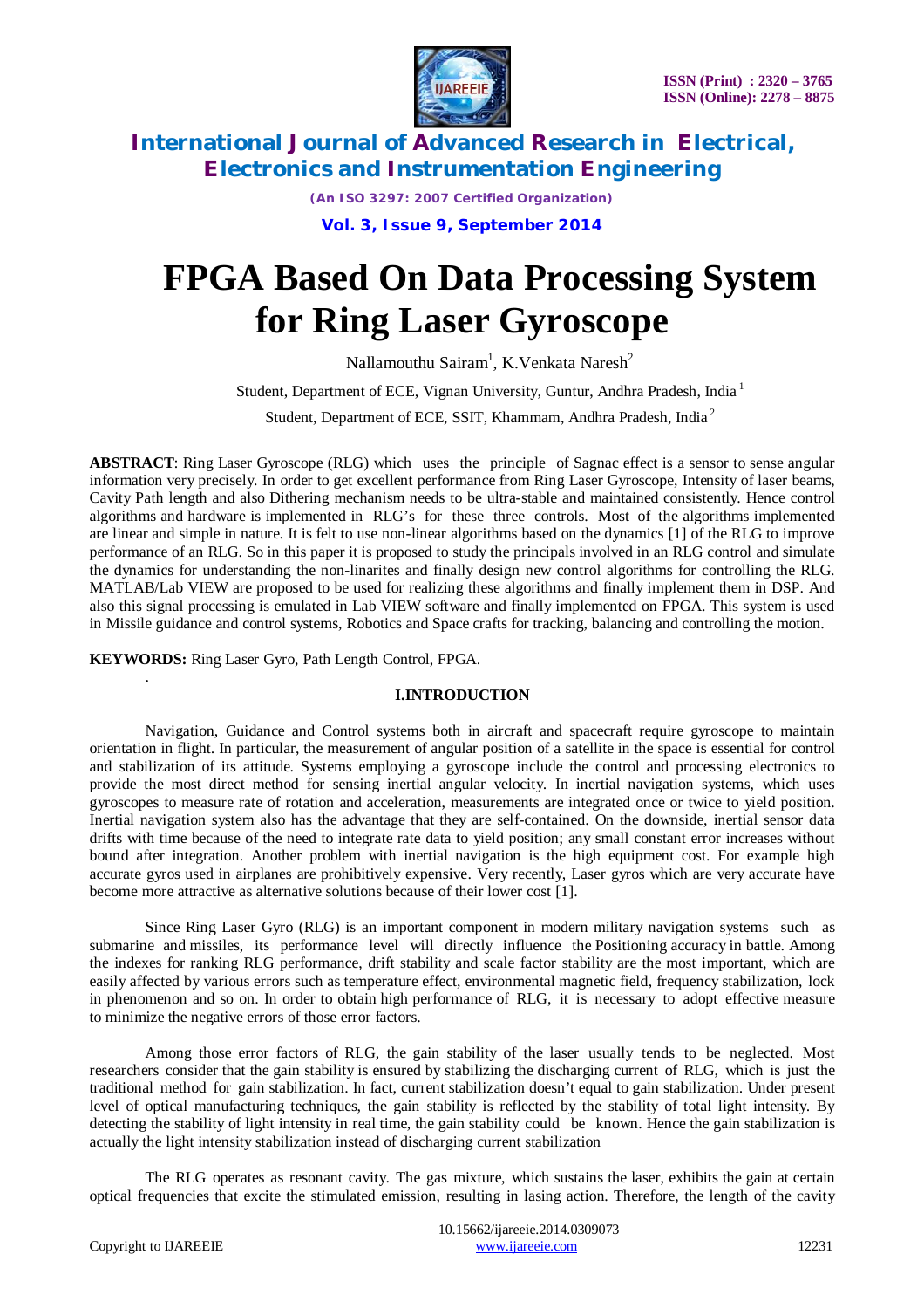# FPGA Based On Data Processing System for Ring Laser Gyroscope

Nallamouthu Sairam[1], K.Venkata Naresh[2]

Student, Department of ECE, Vignan University, Guntur, Andhra Pradesh, India [1]

Student, Department of ECE, SSIT, Khammam, Andhra Pradesh, India [2]

**ABSTRACT**: Ring Laser Gyroscope (RLG) which uses the principle of Sagnac effect is a sensor to sense angular information very precisely. In order to get excellent performance from Ring Laser Gyroscope, Intensity of laser beams, Cavity Path length and also Dithering mechanism needs to be ultra-stable and maintained consistently. Hence control algorithms and hardware is implemented in RLG's for these three controls. Most of the algorithms implemented are linear and simple in nature. It is felt to use non-linear algorithms based on the dynamics [1] of the RLG to improve performance of an RLG. So in this paper it is proposed to study the principals involved in an RLG control and simulate the dynamics for understanding the non-linarites and finally design new control algorithms for controlling the RLG. MATLAB/Lab VIEW are proposed to be used for realizing these algorithms and finally implement them in DSP. And also this signal processing is emulated in Lab VIEW software and finally implemented on FPGA. This system is used in Missile guidance and control systems, Robotics and Space crafts for tracking, balancing and controlling the motion.

**KEYWORDS:** Ring Laser Gyro, Path Length Control, FPGA.

## I.INTRODUCTION

Navigation, Guidance and Control systems both in aircraft and spacecraft require gyroscope to maintain orientation in flight. In particular, the measurement of angular position of a satellite in the space is essential for control and stabilization of its attitude. Systems employing a gyroscope include the control and processing electronics to provide the most direct method for sensing inertial angular velocity. In inertial navigation systems, which uses gyroscopes to measure rate of rotation and acceleration, measurements are integrated once or twice to yield position. Inertial navigation system also has the advantage that they are self-contained. On the downside, inertial sensor data drifts with time because of the need to integrate rate data to yield position; any small constant error increases without bound after integration. Another problem with inertial navigation is the high equipment cost. For example high accurate gyros used in airplanes are prohibitively expensive. Very recently, Laser gyros which are very accurate have become more attractive as alternative solutions because of their lower cost [1].

Since Ring Laser Gyro (RLG) is an important component in modern military navigation systems such as submarine and missiles, its performance level will directly influence the Positioning accuracy in battle. Among the indexes for ranking RLG performance, drift stability and scale factor stability are the most important, which are easily affected by various errors such as temperature effect, environmental magnetic field, frequency stabilization, lock in phenomenon and so on. In order to obtain high performance of RLG, it is necessary to adopt effective measure to minimize the negative errors of those error factors.

Among those error factors of RLG, the gain stability of the laser usually tends to be neglected. Most researchers consider that the gain stability is ensured by stabilizing the discharging current of RLG, which is just the traditional method for gain stabilization. In fact, current stabilization doesn't equal to gain stabilization. Under present level of optical manufacturing techniques, the gain stability is reflected by the stability of total light intensity. By detecting the stability of light intensity in real time, the gain stability could be known. Hence the gain stabilization is actually the light intensity stabilization instead of discharging current stabilization

The RLG operates as resonant cavity. The gas mixture, which sustains the laser, exhibits the gain at certain optical frequencies that excite the stimulated emission, resulting in lasing action. Therefore, the length of the cavity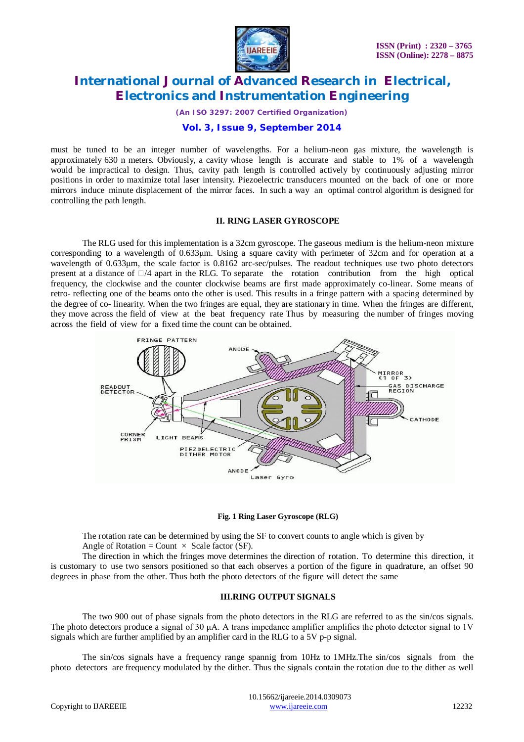must be tuned to be an integer number of wavelengths. For a helium-neon gas mixture, the wavelength is approximately 630 n meters. Obviously, a cavity whose length is accurate and stable to 1% of a wavelength would be impractical to design. Thus, cavity path length is controlled actively by continuously adjusting mirror positions in order to maximize total laser intensity. Piezoelectric transducers mounted on the back of one or more mirrors induce minute displacement of the mirror faces. In such a way an optimal control algorithm is designed for controlling the path length.

## II. RING LASER GYROSCOPE

The RLG used for this implementation is a 32cm gyroscope. The gaseous medium is the helium-neon mixture corresponding to a wavelength of 0.633µm. Using a square cavity with perimeter of 32cm and for operation at a wavelength of 0.633µm, the scale factor is 0.8162 arc-sec/pulses. The readout techniques use two photo detectors present at a distance of □/4 apart in the RLG. To separate the rotation contribution from the high optical frequency, the clockwise and the counter clockwise beams are first made approximately co-linear. Some means of retro- reflecting one of the beams onto the other is used. This results in a fringe pattern with a spacing determined by the degree of co- linearity. When the two fringes are equal, they are stationary in time. When the fringes are different, they move across the field of view at the beat frequency rate Thus by measuring the number of fringes moving across the field of view for a fixed time the count can be obtained.

**Fig. 1 Ring Laser Gyroscope (RLG)**

The rotation rate can be determined by using the SF to convert counts to angle which is given by

Angle of Rotation = Count × Scale factor (SF).

The direction in which the fringes move determines the direction of rotation. To determine this direction, it is customary to use two sensors positioned so that each observes a portion of the figure in quadrature, an offset 90 degrees in phase from the other. Thus both the photo detectors of the figure will detect the same

## III.RING OUTPUT SIGNALS

The two 900 out of phase signals from the photo detectors in the RLG are referred to as the sin/cos signals. The photo detectors produce a signal of 30 µA. A trans impedance amplifier amplifies the photo detector signal to 1V signals which are further amplified by an amplifier card in the RLG to a 5V p-p signal.

The sin/cos signals have a frequency range spannig from 10Hz to 1MHz.The sin/cos signals from the photo detectors are frequency modulated by the dither. Thus the signals contain the rotation due to the dither as well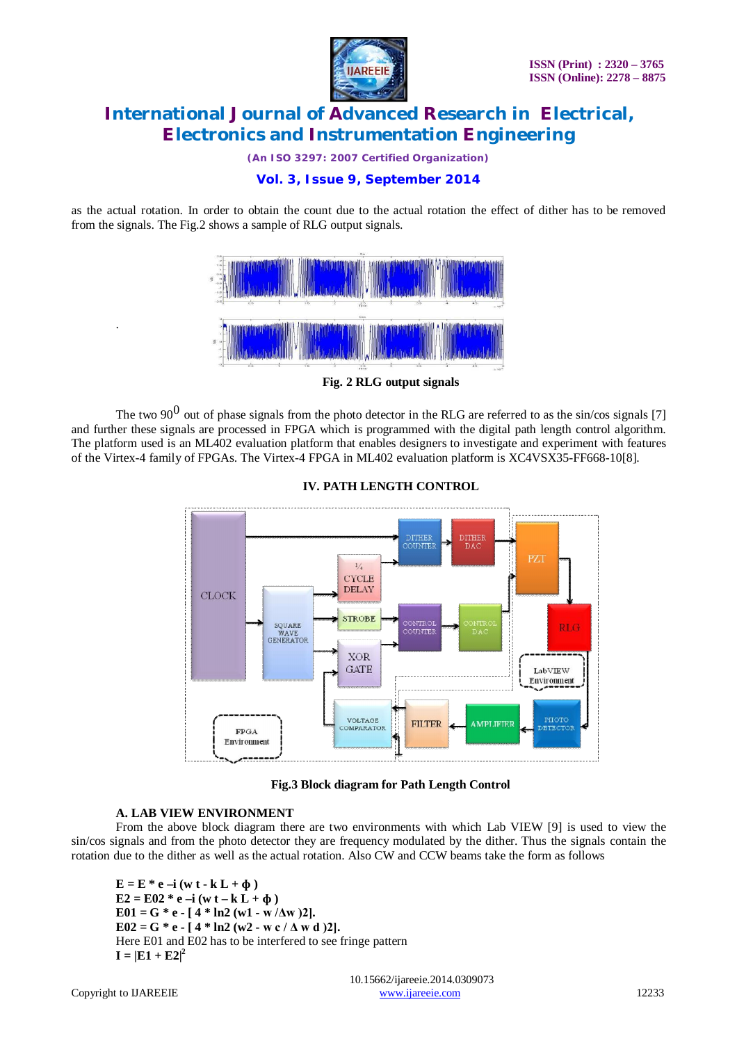as the actual rotation. In order to obtain the count due to the actual rotation the effect of dither has to be removed from the signals. The Fig.2 shows a sample of RLG output signals.

**Fig. 2 RLG output signals**

The two $90^0$ out of phase signals from the photo detector in the RLG are referred to as the sin/cos signals [7] and further these signals are processed in FPGA which is programmed with the digital path length control algorithm. The platform used is an ML402 evaluation platform that enables designers to investigate and experiment with features of the Virtex-4 family of FPGAs. The Virtex-4 FPGA in ML402 evaluation platform is XC4VSX35-FF668-10[8].

## IV. PATH LENGTH CONTROL

**Fig.3 Block diagram for Path Length Control**

### A. LAB VIEW ENVIRONMENT

From the above block diagram there are two environments with which Lab VIEW [9] is used to view the sin/cos signals and from the photo detector they are frequency modulated by the dither. Thus the signals contain the rotation due to the dither as well as the actual rotation. Also CW and CCW beams take the form as follows

$$E = E * e^{-i(wt - kL + \phi)}$$

$$E2 = E02 * e^{-i(wt - kL + \phi)}$$

$$E01 = G * e^{-[4 * \ln 2 (w1 - w/\Delta w)2]}.$$

$$E02 = G * e^{-[4 * \ln 2 (w2 - wc/\Delta wd)2]}.$$

Here E01 and E02 has to be interfered to see fringe pattern

$$I = |E1 + E2|^2$$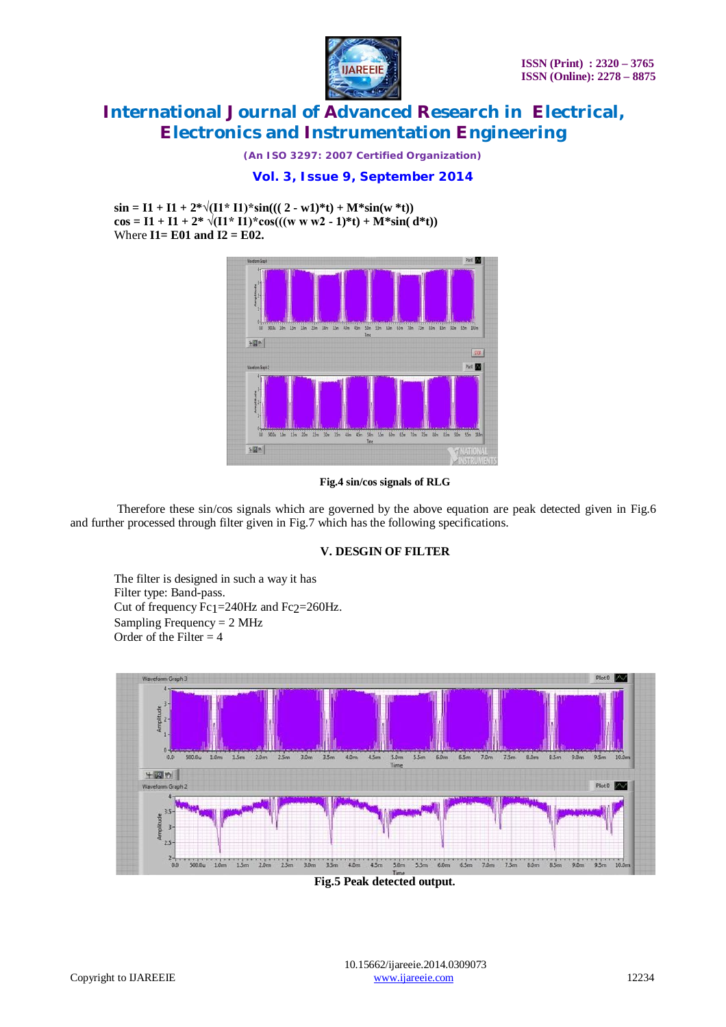$$sin = I1 + I1 + 2*\sqrt{(I1*I1)}*sin(((2 - w1)*t) + M*sin(w*t))$$

$$cos = I1 + I1 + 2*\sqrt{(I1*I1)}*cos(((w\ w\ w2 - 1)*t) + M*sin(d*t))$$

Where **I1= E01 and I2 = E02.**

**Fig.4 sin/cos signals of RLG**

Therefore these sin/cos signals which are governed by the above equation are peak detected given in Fig.6 and further processed through filter given in Fig.7 which has the following specifications.

## V. DESGIN OF FILTER

The filter is designed in such a way it has
Filter type: Band-pass.
Cut of frequency $Fc_1$=240Hz and $Fc_2$=260Hz.
Sampling Frequency = 2 MHz
Order of the Filter = 4

**Fig.5 Peak detected output.**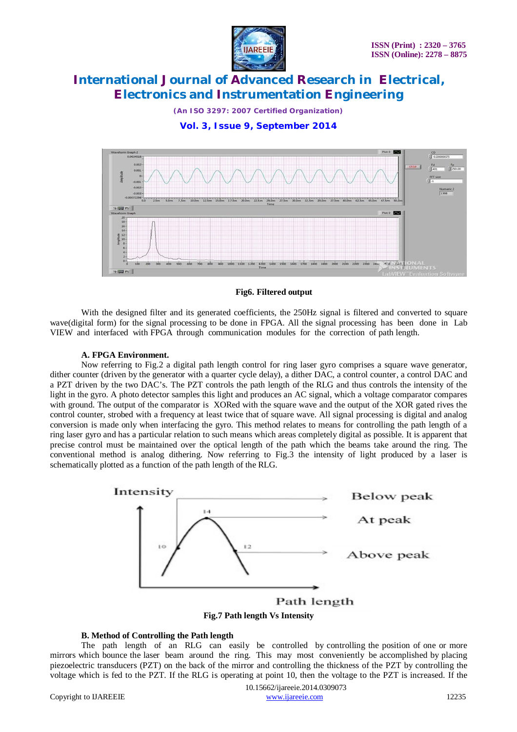Fig6. Filtered output

With the designed filter and its generated coefficients, the 250Hz signal is filtered and converted to square wave(digital form) for the signal processing to be done in FPGA. All the signal processing has been done in Lab VIEW and interfaced with FPGA through communication modules for the correction of path length.

### A. FPGA Environment.

Now referring to Fig.2 a digital path length control for ring laser gyro comprises a square wave generator, dither counter (driven by the generator with a quarter cycle delay), a dither DAC, a control counter, a control DAC and a PZT driven by the two DAC's. The PZT controls the path length of the RLG and thus controls the intensity of the light in the gyro. A photo detector samples this light and produces an AC signal, which a voltage comparator compares with ground. The output of the comparator is XORed with the square wave and the output of the XOR gated rives the control counter, strobed with a frequency at least twice that of square wave. All signal processing is digital and analog conversion is made only when interfacing the gyro. This method relates to means for controlling the path length of a ring laser gyro and has a particular relation to such means which areas completely digital as possible. It is apparent that precise control must be maintained over the optical length of the path which the beams take around the ring. The conventional method is analog dithering. Now referring to Fig.3 the intensity of light produced by a laser is schematically plotted as a function of the path length of the RLG.

Fig.7 Path length Vs Intensity

### B. Method of Controlling the Path length

The path length of an RLG can easily be controlled by controlling the position of one or more mirrors which bounce the laser beam around the ring. This may most conveniently be accomplished by placing piezoelectric transducers (PZT) on the back of the mirror and controlling the thickness of the PZT by controlling the voltage which is fed to the PZT. If the RLG is operating at point 10, then the voltage to the PZT is increased. If the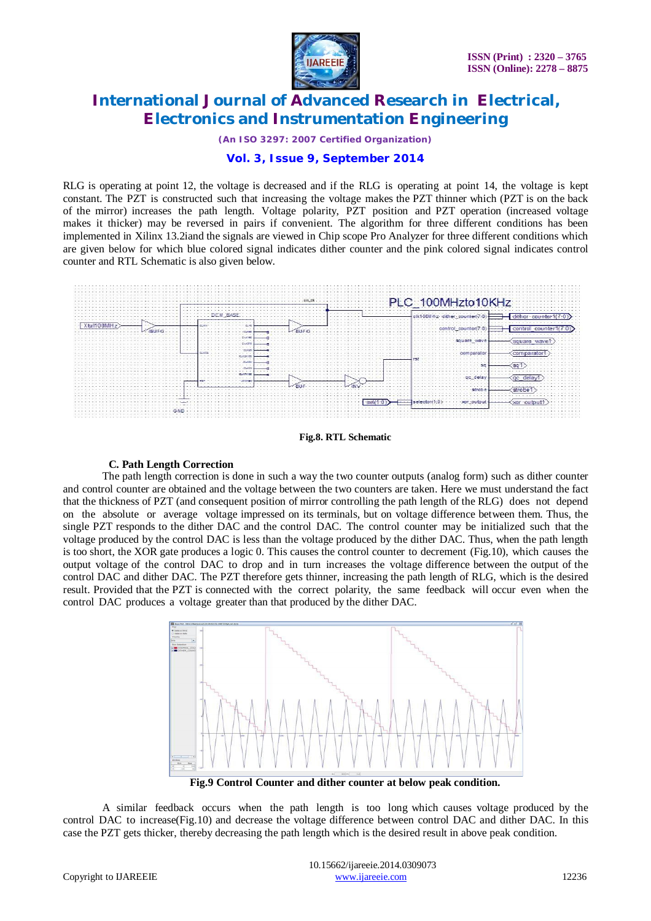RLG is operating at point 12, the voltage is decreased and if the RLG is operating at point 14, the voltage is kept constant. The PZT is constructed such that increasing the voltage makes the PZT thinner which (PZT is on the back of the mirror) increases the path length. Voltage polarity, PZT position and PZT operation (increased voltage makes it thicker) may be reversed in pairs if convenient. The algorithm for three different conditions has been implemented in Xilinx 13.2iand the signals are viewed in Chip scope Pro Analyzer for three different conditions which are given below for which blue colored signal indicates dither counter and the pink colored signal indicates control counter and RTL Schematic is also given below.

**Fig.8. RTL Schematic**

### C. Path Length Correction

The path length correction is done in such a way the two counter outputs (analog form) such as dither counter and control counter are obtained and the voltage between the two counters are taken. Here we must understand the fact that the thickness of PZT (and consequent position of mirror controlling the path length of the RLG) does not depend on the absolute or average voltage impressed on its terminals, but on voltage difference between them. Thus, the single PZT responds to the dither DAC and the control DAC. The control counter may be initialized such that the voltage produced by the control DAC is less than the voltage produced by the dither DAC. Thus, when the path length is too short, the XOR gate produces a logic 0. This causes the control counter to decrement (Fig.10), which causes the output voltage of the control DAC to drop and in turn increases the voltage difference between the output of the control DAC and dither DAC. The PZT therefore gets thinner, increasing the path length of RLG, which is the desired result. Provided that the PZT is connected with the correct polarity, the same feedback will occur even when the control DAC produces a voltage greater than that produced by the dither DAC.

**Fig.9 Control Counter and dither counter at below peak condition.**

A similar feedback occurs when the path length is too long which causes voltage produced by the control DAC to increase(Fig.10) and decrease the voltage difference between control DAC and dither DAC. In this case the PZT gets thicker, thereby decreasing the path length which is the desired result in above peak condition.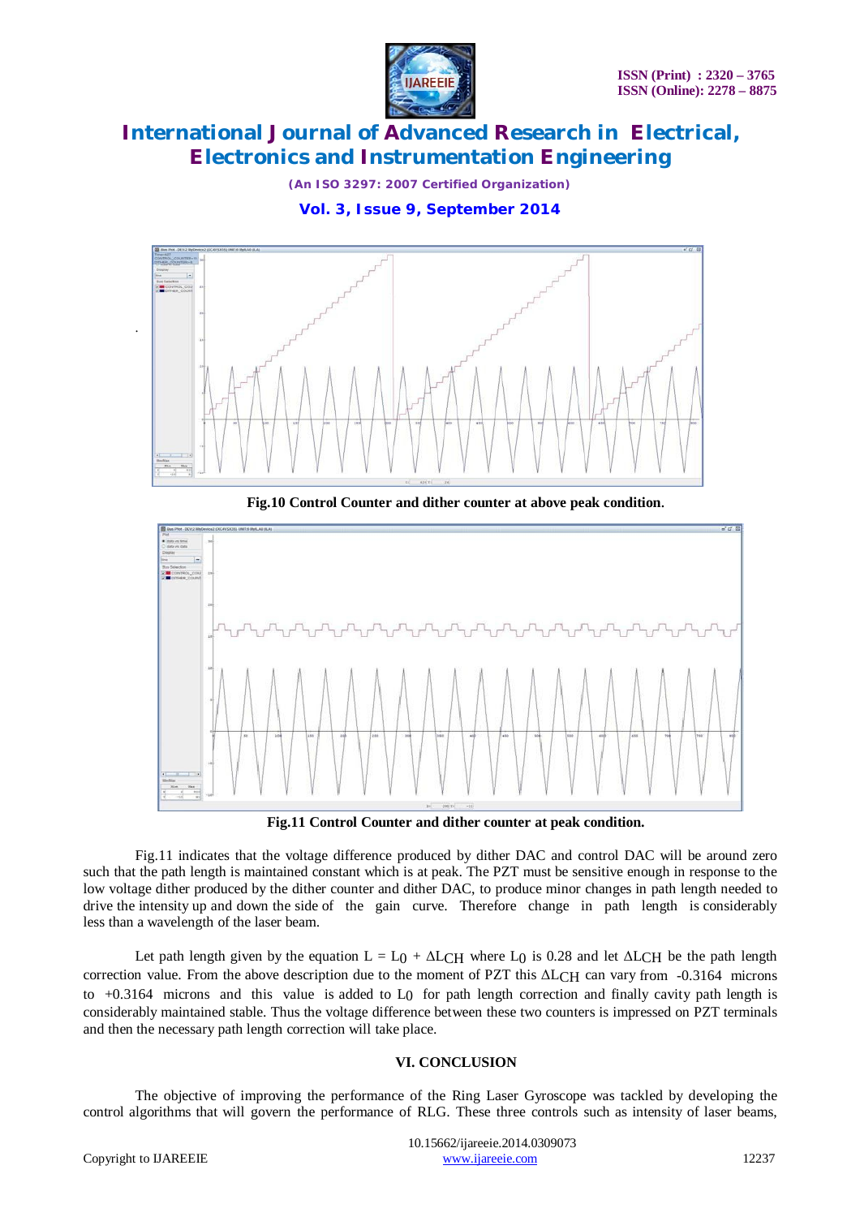Fig.10 Control Counter and dither counter at above peak condition.

Fig.11 Control Counter and dither counter at peak condition.

Fig.11 indicates that the voltage difference produced by dither DAC and control DAC will be around zero such that the path length is maintained constant which is at peak. The PZT must be sensitive enough in response to the low voltage dither produced by the dither counter and dither DAC, to produce minor changes in path length needed to drive the intensity up and down the side of the gain curve. Therefore change in path length is considerably less than a wavelength of the laser beam.

Let path length given by the equation $L = L_0 + \Delta L_{CH}$ where $L_0$ is 0.28 and let $\Delta L_{CH}$ be the path length correction value. From the above description due to the moment of PZT this $\Delta L_{CH}$ can vary from -0.3164 microns to +0.3164 microns and this value is added to $L_0$ for path length correction and finally cavity path length is considerably maintained stable. Thus the voltage difference between these two counters is impressed on PZT terminals and then the necessary path length correction will take place.

## VI. CONCLUSION

The objective of improving the performance of the Ring Laser Gyroscope was tackled by developing the control algorithms that will govern the performance of RLG. These three controls such as intensity of laser beams,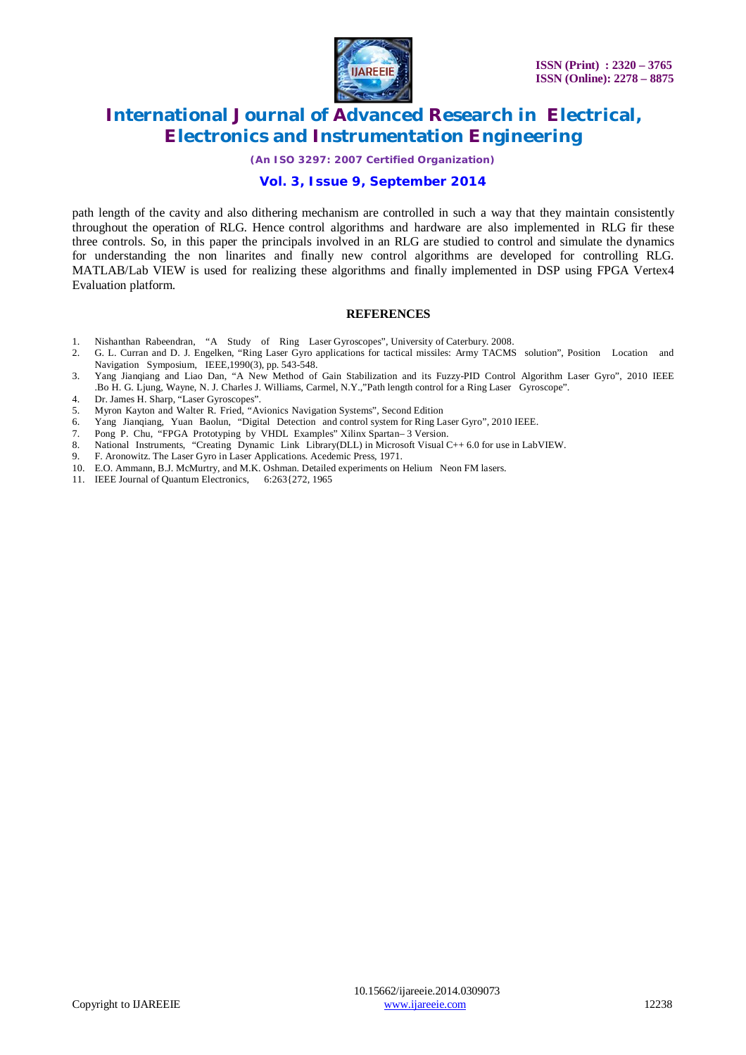path length of the cavity and also dithering mechanism are controlled in such a way that they maintain consistently throughout the operation of RLG. Hence control algorithms and hardware are also implemented in RLG fir these three controls. So, in this paper the principals involved in an RLG are studied to control and simulate the dynamics for understanding the non linarites and finally new control algorithms are developed for controlling RLG. MATLAB/Lab VIEW is used for realizing these algorithms and finally implemented in DSP using FPGA Vertex4 Evaluation platform.

## REFERENCES

1. Nishanthan Rabeendran, "A Study of Ring Laser Gyroscopes", University of Caterbury. 2008.
2. G. L. Curran and D. J. Engelken, "Ring Laser Gyro applications for tactical missiles: Army TACMS solution", Position Location and Navigation Symposium, IEEE,1990(3), pp. 543-548.
3. Yang Jianqiang and Liao Dan, "A New Method of Gain Stabilization and its Fuzzy-PID Control Algorithm Laser Gyro", 2010 IEEE .Bo H. G. Ljung, Wayne, N. J. Charles J. Williams, Carmel, N.Y.,"Path length control for a Ring Laser Gyroscope".
4. Dr. James H. Sharp, "Laser Gyroscopes".
5. Myron Kayton and Walter R. Fried, "Avionics Navigation Systems", Second Edition
6. Yang Jianqiang, Yuan Baolun, "Digital Detection and control system for Ring Laser Gyro", 2010 IEEE.
7. Pong P. Chu, "FPGA Prototyping by VHDL Examples" Xilinx Spartan– 3 Version.
8. National Instruments, "Creating Dynamic Link Library(DLL) in Microsoft Visual C++ 6.0 for use in LabVIEW.
9. F. Aronowitz. The Laser Gyro in Laser Applications. Acedemic Press, 1971.
10. E.O. Ammann, B.J. McMurtry, and M.K. Oshman. Detailed experiments on Helium Neon FM lasers.
11. IEEE Journal of Quantum Electronics, 6:263{272, 1965